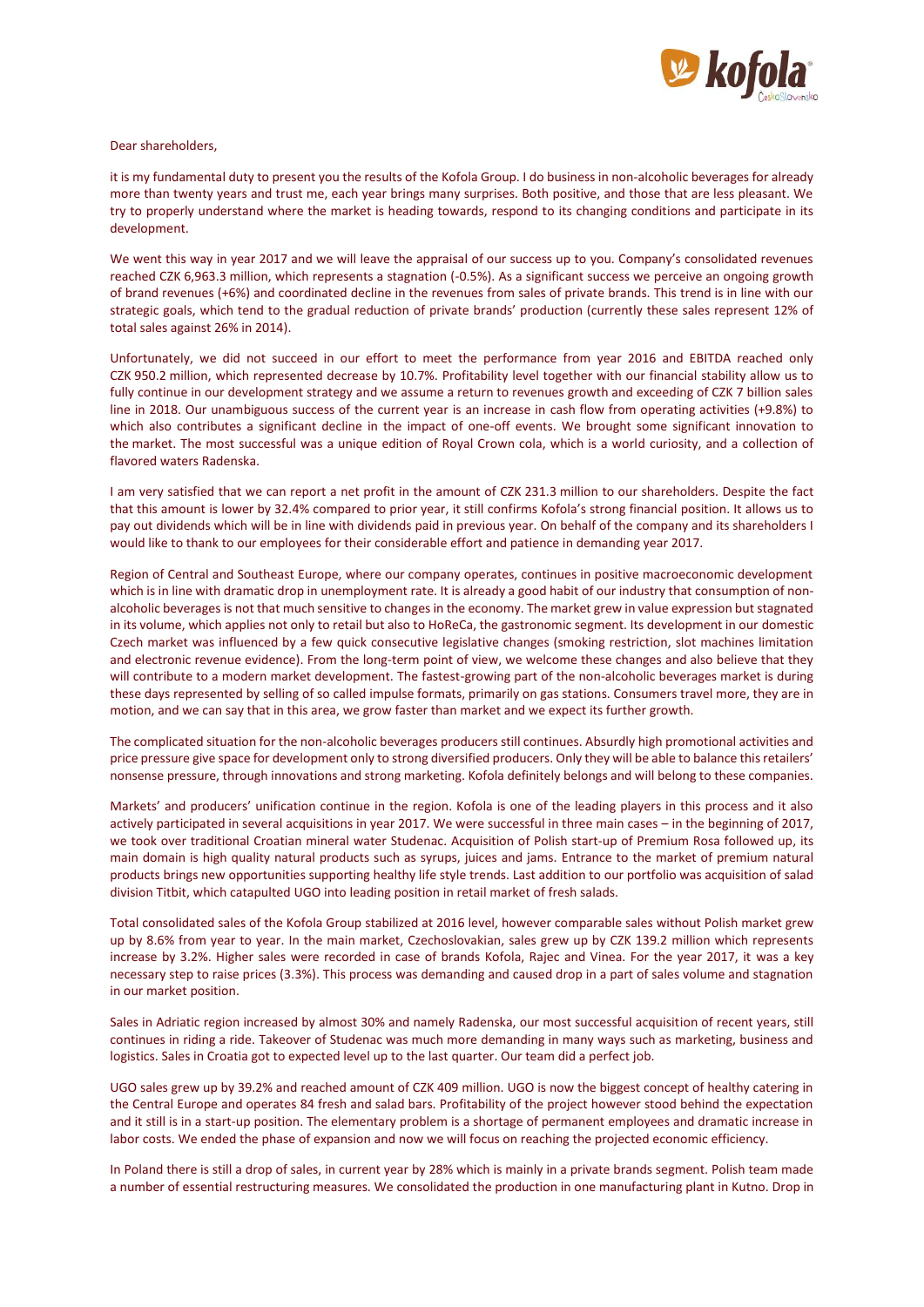Dear shareholders,

it is my fundamental duty to present you the results of the Kofola Group. I do business in non-alcoholic beverages for already more than twenty years and trust me, each year brings many surprises. Both positive, and those that are less pleasant. We try to properly understand where the market is heading towards, respond to its changing conditions and participate in its development.

We went this way in year 2017 and we will leave the appraisal of our success up to you. Company's consolidated revenues reached CZK 6,963.3 million, which represents a stagnation (-0.5%). As a significant success we perceive an ongoing growth of brand revenues (+6%) and coordinated decline in the revenues from sales of private brands. This trend is in line with our strategic goals, which tend to the gradual reduction of private brands' production (currently these sales represent 12% of total sales against 26% in 2014).

Unfortunately, we did not succeed in our effort to meet the performance from year 2016 and EBITDA reached only CZK 950.2 million, which represented decrease by 10.7%. Profitability level together with our financial stability allow us to fully continue in our development strategy and we assume a return to revenues growth and exceeding of CZK 7 billion sales line in 2018. Our unambiguous success of the current year is an increase in cash flow from operating activities (+9.8%) to which also contributes a significant decline in the impact of one-off events. We brought some significant innovation to the market. The most successful was a unique edition of Royal Crown cola, which is a world curiosity, and a collection of flavored waters Radenska.

I am very satisfied that we can report a net profit in the amount of CZK 231.3 million to our shareholders. Despite the fact that this amount is lower by 32.4% compared to prior year, it still confirms Kofola's strong financial position. It allows us to pay out dividends which will be in line with dividends paid in previous year. On behalf of the company and its shareholders I would like to thank to our employees for their considerable effort and patience in demanding year 2017.

Region of Central and Southeast Europe, where our company operates, continues in positive macroeconomic development which is in line with dramatic drop in unemployment rate. It is already a good habit of our industry that consumption of non-alcoholic beverages is not that much sensitive to changes in the economy. The market grew in value expression but stagnated in its volume, which applies not only to retail but also to HoReCa, the gastronomic segment. Its development in our domestic Czech market was influenced by a few quick consecutive legislative changes (smoking restriction, slot machines limitation and electronic revenue evidence). From the long-term point of view, we welcome these changes and also believe that they will contribute to a modern market development. The fastest-growing part of the non-alcoholic beverages market is during these days represented by selling of so called impulse formats, primarily on gas stations. Consumers travel more, they are in motion, and we can say that in this area, we grow faster than market and we expect its further growth.

The complicated situation for the non-alcoholic beverages producers still continues. Absurdly high promotional activities and price pressure give space for development only to strong diversified producers. Only they will be able to balance this retailers' nonsense pressure, through innovations and strong marketing. Kofola definitely belongs and will belong to these companies.

Markets' and producers' unification continue in the region. Kofola is one of the leading players in this process and it also actively participated in several acquisitions in year 2017. We were successful in three main cases – in the beginning of 2017, we took over traditional Croatian mineral water Studenac. Acquisition of Polish start-up of Premium Rosa followed up, its main domain is high quality natural products such as syrups, juices and jams. Entrance to the market of premium natural products brings new opportunities supporting healthy life style trends. Last addition to our portfolio was acquisition of salad division Titbit, which catapulted UGO into leading position in retail market of fresh salads.

Total consolidated sales of the Kofola Group stabilized at 2016 level, however comparable sales without Polish market grew up by 8.6% from year to year. In the main market, Czechoslovakian, sales grew up by CZK 139.2 million which represents increase by 3.2%. Higher sales were recorded in case of brands Kofola, Rajec and Vinea. For the year 2017, it was a key necessary step to raise prices (3.3%). This process was demanding and caused drop in a part of sales volume and stagnation in our market position.

Sales in Adriatic region increased by almost 30% and namely Radenska, our most successful acquisition of recent years, still continues in riding a ride. Takeover of Studenac was much more demanding in many ways such as marketing, business and logistics. Sales in Croatia got to expected level up to the last quarter. Our team did a perfect job.

UGO sales grew up by 39.2% and reached amount of CZK 409 million. UGO is now the biggest concept of healthy catering in the Central Europe and operates 84 fresh and salad bars. Profitability of the project however stood behind the expectation and it still is in a start-up position. The elementary problem is a shortage of permanent employees and dramatic increase in labor costs. We ended the phase of expansion and now we will focus on reaching the projected economic efficiency.

In Poland there is still a drop of sales, in current year by 28% which is mainly in a private brands segment. Polish team made a number of essential restructuring measures. We consolidated the production in one manufacturing plant in Kutno. Drop in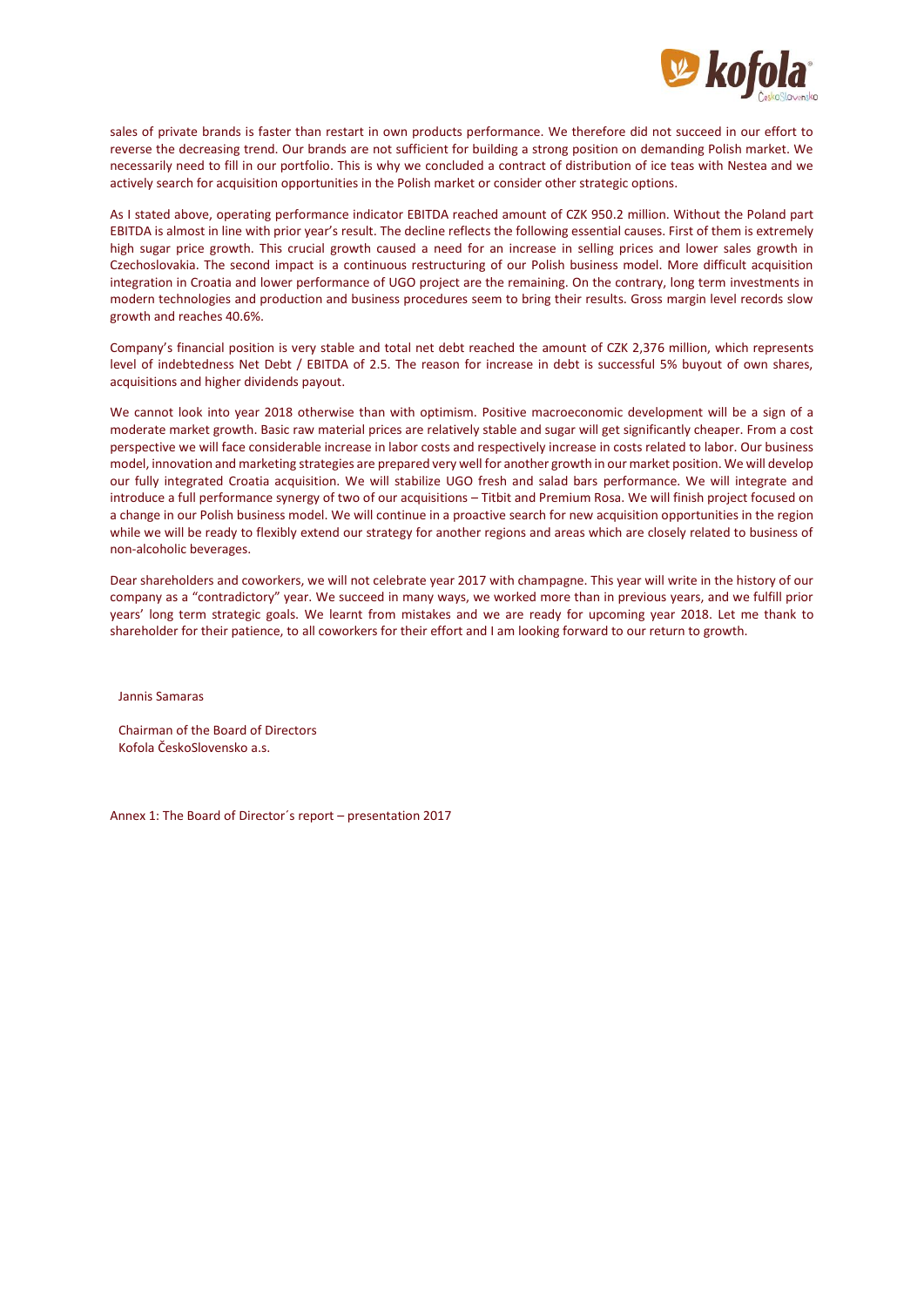sales of private brands is faster than restart in own products performance. We therefore did not succeed in our effort to reverse the decreasing trend. Our brands are not sufficient for building a strong position on demanding Polish market. We necessarily need to fill in our portfolio. This is why we concluded a contract of distribution of ice teas with Nestea and we actively search for acquisition opportunities in the Polish market or consider other strategic options.

As I stated above, operating performance indicator EBITDA reached amount of CZK 950.2 million. Without the Poland part EBITDA is almost in line with prior year's result. The decline reflects the following essential causes. First of them is extremely high sugar price growth. This crucial growth caused a need for an increase in selling prices and lower sales growth in Czechoslovakia. The second impact is a continuous restructuring of our Polish business model. More difficult acquisition integration in Croatia and lower performance of UGO project are the remaining. On the contrary, long term investments in modern technologies and production and business procedures seem to bring their results. Gross margin level records slow growth and reaches 40.6%.

Company's financial position is very stable and total net debt reached the amount of CZK 2,376 million, which represents level of indebtedness Net Debt / EBITDA of 2.5. The reason for increase in debt is successful 5% buyout of own shares, acquisitions and higher dividends payout.

We cannot look into year 2018 otherwise than with optimism. Positive macroeconomic development will be a sign of a moderate market growth. Basic raw material prices are relatively stable and sugar will get significantly cheaper. From a cost perspective we will face considerable increase in labor costs and respectively increase in costs related to labor. Our business model, innovation and marketing strategies are prepared very well for another growth in our market position. We will develop our fully integrated Croatia acquisition. We will stabilize UGO fresh and salad bars performance. We will integrate and introduce a full performance synergy of two of our acquisitions – Titbit and Premium Rosa. We will finish project focused on a change in our Polish business model. We will continue in a proactive search for new acquisition opportunities in the region while we will be ready to flexibly extend our strategy for another regions and areas which are closely related to business of non-alcoholic beverages.

Dear shareholders and coworkers, we will not celebrate year 2017 with champagne. This year will write in the history of our company as a "contradictory" year. We succeed in many ways, we worked more than in previous years, and we fulfill prior years' long term strategic goals. We learnt from mistakes and we are ready for upcoming year 2018. Let me thank to shareholder for their patience, to all coworkers for their effort and I am looking forward to our return to growth.

Jannis Samaras

Chairman of the Board of Directors
Kofola ČeskoSlovensko a.s.

Annex 1: The Board of Director´s report – presentation 2017